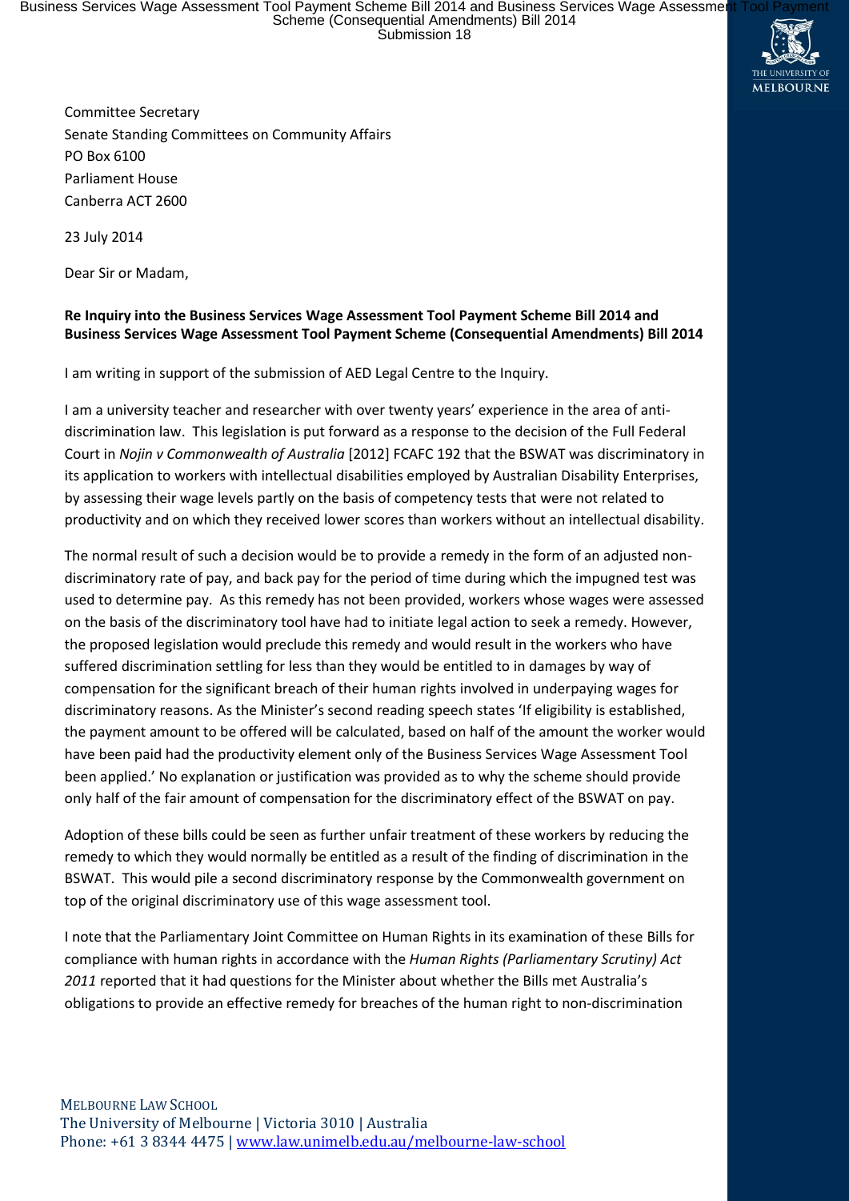Committee Secretary
Senate Standing Committees on Community Affairs
PO Box 6100
Parliament House
Canberra ACT 2600

23 July 2014

Dear Sir or Madam,

**Re Inquiry into the Business Services Wage Assessment Tool Payment Scheme Bill 2014 and Business Services Wage Assessment Tool Payment Scheme (Consequential Amendments) Bill 2014**

I am writing in support of the submission of AED Legal Centre to the Inquiry.

I am a university teacher and researcher with over twenty years' experience in the area of anti-discrimination law. This legislation is put forward as a response to the decision of the Full Federal Court in *Nojin v Commonwealth of Australia* [2012] FCAFC 192 that the BSWAT was discriminatory in its application to workers with intellectual disabilities employed by Australian Disability Enterprises, by assessing their wage levels partly on the basis of competency tests that were not related to productivity and on which they received lower scores than workers without an intellectual disability.

The normal result of such a decision would be to provide a remedy in the form of an adjusted non-discriminatory rate of pay, and back pay for the period of time during which the impugned test was used to determine pay. As this remedy has not been provided, workers whose wages were assessed on the basis of the discriminatory tool have had to initiate legal action to seek a remedy. However, the proposed legislation would preclude this remedy and would result in the workers who have suffered discrimination settling for less than they would be entitled to in damages by way of compensation for the significant breach of their human rights involved in underpaying wages for discriminatory reasons. As the Minister's second reading speech states 'If eligibility is established, the payment amount to be offered will be calculated, based on half of the amount the worker would have been paid had the productivity element only of the Business Services Wage Assessment Tool been applied.' No explanation or justification was provided as to why the scheme should provide only half of the fair amount of compensation for the discriminatory effect of the BSWAT on pay.

Adoption of these bills could be seen as further unfair treatment of these workers by reducing the remedy to which they would normally be entitled as a result of the finding of discrimination in the BSWAT. This would pile a second discriminatory response by the Commonwealth government on top of the original discriminatory use of this wage assessment tool.

I note that the Parliamentary Joint Committee on Human Rights in its examination of these Bills for compliance with human rights in accordance with the *Human Rights (Parliamentary Scrutiny) Act 2011* reported that it had questions for the Minister about whether the Bills met Australia's obligations to provide an effective remedy for breaches of the human right to non-discrimination

MELBOURNE LAW SCHOOL
The University of Melbourne | Victoria 3010 | Australia
Phone: +61 3 8344 4475 | www.law.unimelb.edu.au/melbourne-law-school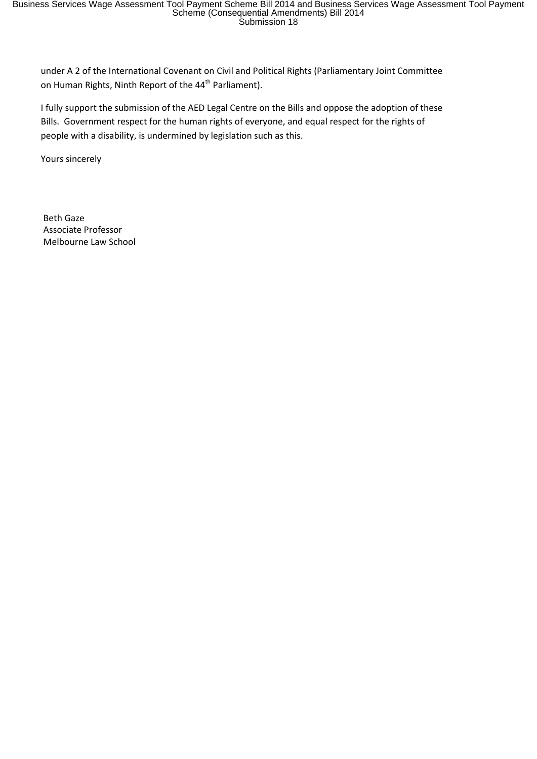under A 2 of the International Covenant on Civil and Political Rights (Parliamentary Joint Committee on Human Rights, Ninth Report of the 44th Parliament).

I fully support the submission of the AED Legal Centre on the Bills and oppose the adoption of these Bills. Government respect for the human rights of everyone, and equal respect for the rights of people with a disability, is undermined by legislation such as this.

Yours sincerely

Beth Gaze
Associate Professor
Melbourne Law School